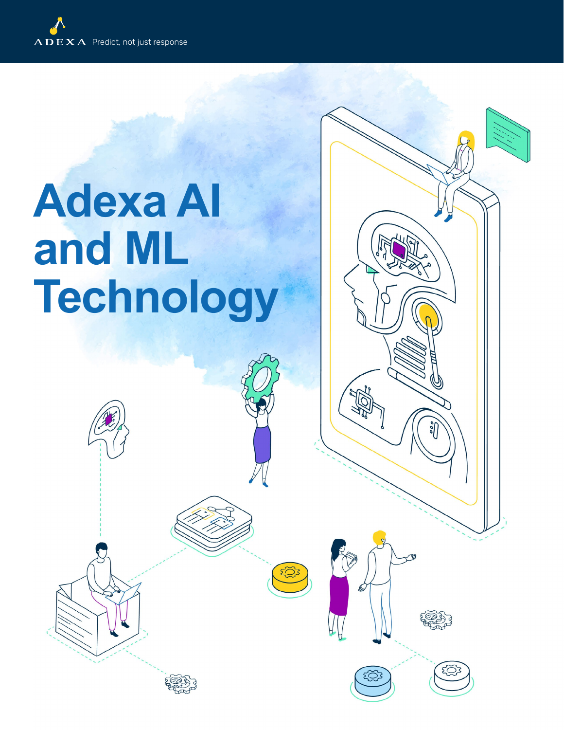ADEXA Predict, not just response

# Adexa AI and ML Technology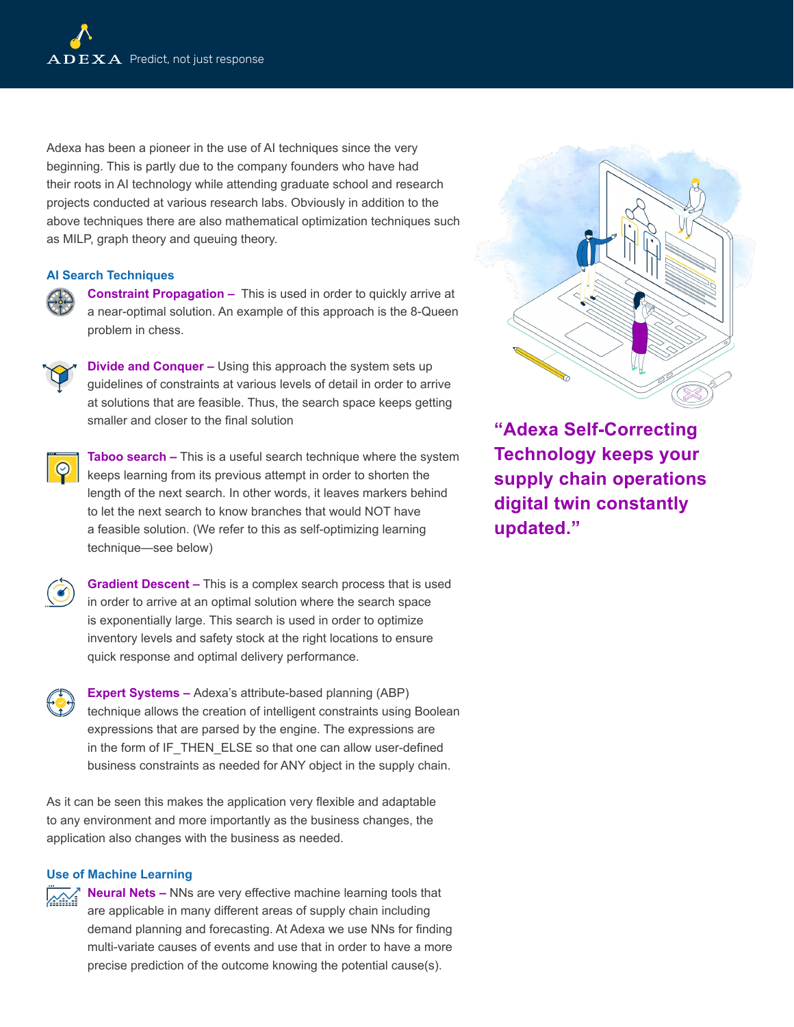Adexa has been a pioneer in the use of AI techniques since the very beginning. This is partly due to the company founders who have had their roots in AI technology while attending graduate school and research projects conducted at various research labs. Obviously in addition to the above techniques there are also mathematical optimization techniques such as MILP, graph theory and queuing theory.

### AI Search Techniques

**Constraint Propagation –** This is used in order to quickly arrive at a near-optimal solution. An example of this approach is the 8-Queen problem in chess.

**Divide and Conquer –** Using this approach the system sets up guidelines of constraints at various levels of detail in order to arrive at solutions that are feasible. Thus, the search space keeps getting smaller and closer to the final solution

**Taboo search –** This is a useful search technique where the system keeps learning from its previous attempt in order to shorten the length of the next search. In other words, it leaves markers behind to let the next search to know branches that would NOT have a feasible solution. (We refer to this as self-optimizing learning technique—see below)

**Gradient Descent –** This is a complex search process that is used in order to arrive at an optimal solution where the search space is exponentially large. This search is used in order to optimize inventory levels and safety stock at the right locations to ensure quick response and optimal delivery performance.

**Expert Systems –** Adexa's attribute-based planning (ABP) technique allows the creation of intelligent constraints using Boolean expressions that are parsed by the engine. The expressions are in the form of IF_THEN_ELSE so that one can allow user-defined business constraints as needed for ANY object in the supply chain.

As it can be seen this makes the application very flexible and adaptable to any environment and more importantly as the business changes, the application also changes with the business as needed.

### Use of Machine Learning

**Neural Nets –** NNs are very effective machine learning tools that are applicable in many different areas of supply chain including demand planning and forecasting. At Adexa we use NNs for finding multi-variate causes of events and use that in order to have a more precise prediction of the outcome knowing the potential cause(s).

**"Adexa Self-Correcting Technology keeps your supply chain operations digital twin constantly updated."**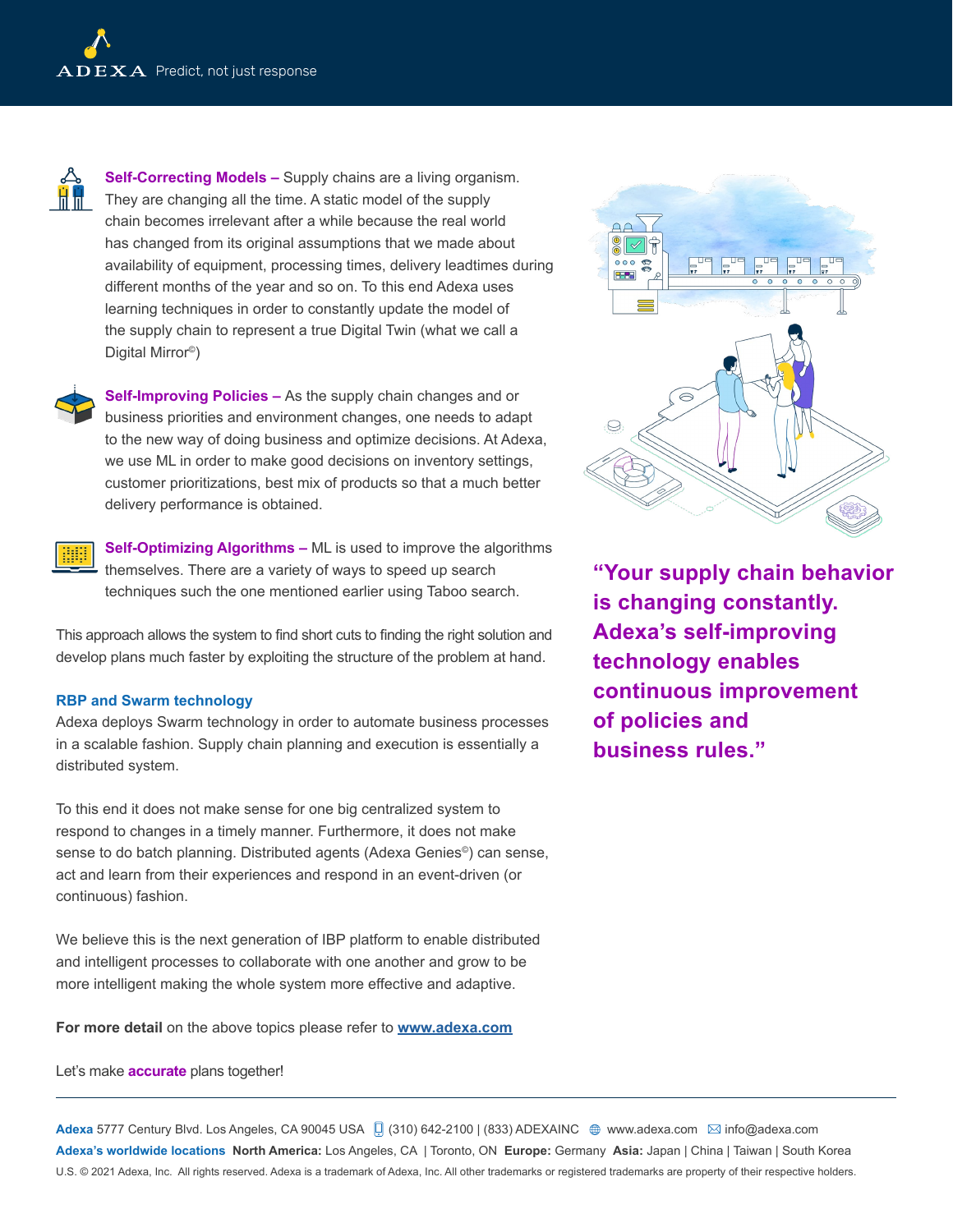ADEXA Predict, not just response

**Self-Correcting Models –** Supply chains are a living organism. They are changing all the time. A static model of the supply chain becomes irrelevant after a while because the real world has changed from its original assumptions that we made about availability of equipment, processing times, delivery leadtimes during different months of the year and so on. To this end Adexa uses learning techniques in order to constantly update the model of the supply chain to represent a true Digital Twin (what we call a Digital Mirror©)

**Self-Improving Policies –** As the supply chain changes and or business priorities and environment changes, one needs to adapt to the new way of doing business and optimize decisions. At Adexa, we use ML in order to make good decisions on inventory settings, customer prioritizations, best mix of products so that a much better delivery performance is obtained.

**Self-Optimizing Algorithms –** ML is used to improve the algorithms themselves. There are a variety of ways to speed up search techniques such the one mentioned earlier using Taboo search.

This approach allows the system to find short cuts to finding the right solution and develop plans much faster by exploiting the structure of the problem at hand.

**"Your supply chain behavior is changing constantly. Adexa's self-improving technology enables continuous improvement of policies and business rules."**

## RBP and Swarm technology

Adexa deploys Swarm technology in order to automate business processes in a scalable fashion. Supply chain planning and execution is essentially a distributed system.

To this end it does not make sense for one big centralized system to respond to changes in a timely manner. Furthermore, it does not make sense to do batch planning. Distributed agents (Adexa Genies©) can sense, act and learn from their experiences and respond in an event-driven (or continuous) fashion.

We believe this is the next generation of IBP platform to enable distributed and intelligent processes to collaborate with one another and grow to be more intelligent making the whole system more effective and adaptive.

**For more detail** on the above topics please refer to [www.adexa.com](http://www.adexa.com)

Let's make **accurate** plans together!

---

**Adexa** 5777 Century Blvd. Los Angeles, CA 90045 USA | (310) 642-2100 | (833) ADEXAINC | www.adexa.com | info@adexa.com

**Adexa's worldwide locations** **North America:** Los Angeles, CA | Toronto, ON **Europe:** Germany **Asia:** Japan | China | Taiwan | South Korea

U.S. © 2021 Adexa, Inc. All rights reserved. Adexa is a trademark of Adexa, Inc. All other trademarks or registered trademarks are property of their respective holders.